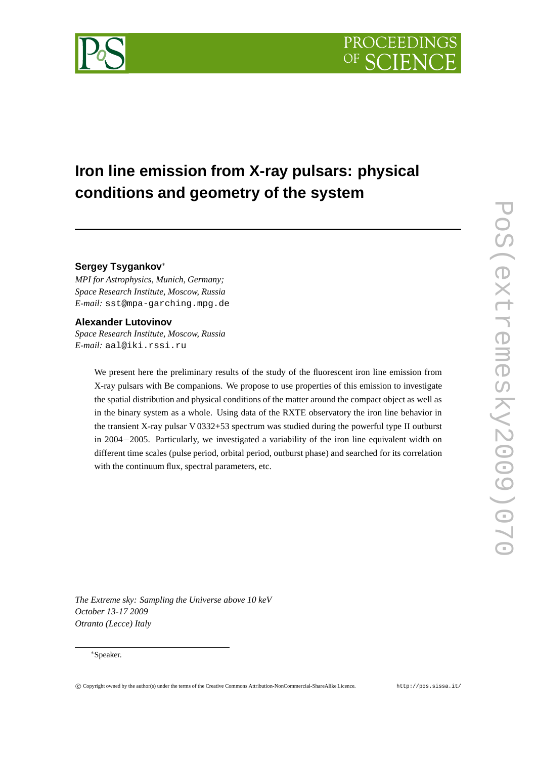# Iron line emission from X-ray pulsars: physical conditions and geometry of the system

**Sergey Tsygankov**[*]

*MPI for Astrophysics, Munich, Germany;*
*Space Research Institute, Moscow, Russia*
*E-mail:* sst@mpa-garching.mpg.de

**Alexander Lutovinov**

*Space Research Institute, Moscow, Russia*
*E-mail:* aal@iki.rssi.ru

We present here the preliminary results of the study of the fluorescent iron line emission from X-ray pulsars with Be companions. We propose to use properties of this emission to investigate the spatial distribution and physical conditions of the matter around the compact object as well as in the binary system as a whole. Using data of the RXTE observatory the iron line behavior in the transient X-ray pulsar V 0332+53 spectrum was studied during the powerful type II outburst in 2004−2005. Particularly, we investigated a variability of the iron line equivalent width on different time scales (pulse period, orbital period, outburst phase) and searched for its correlation with the continuum flux, spectral parameters, etc.

*The Extreme sky: Sampling the Universe above 10 keV*
*October 13-17 2009*
*Otranto (Lecce) Italy*

[*] Speaker.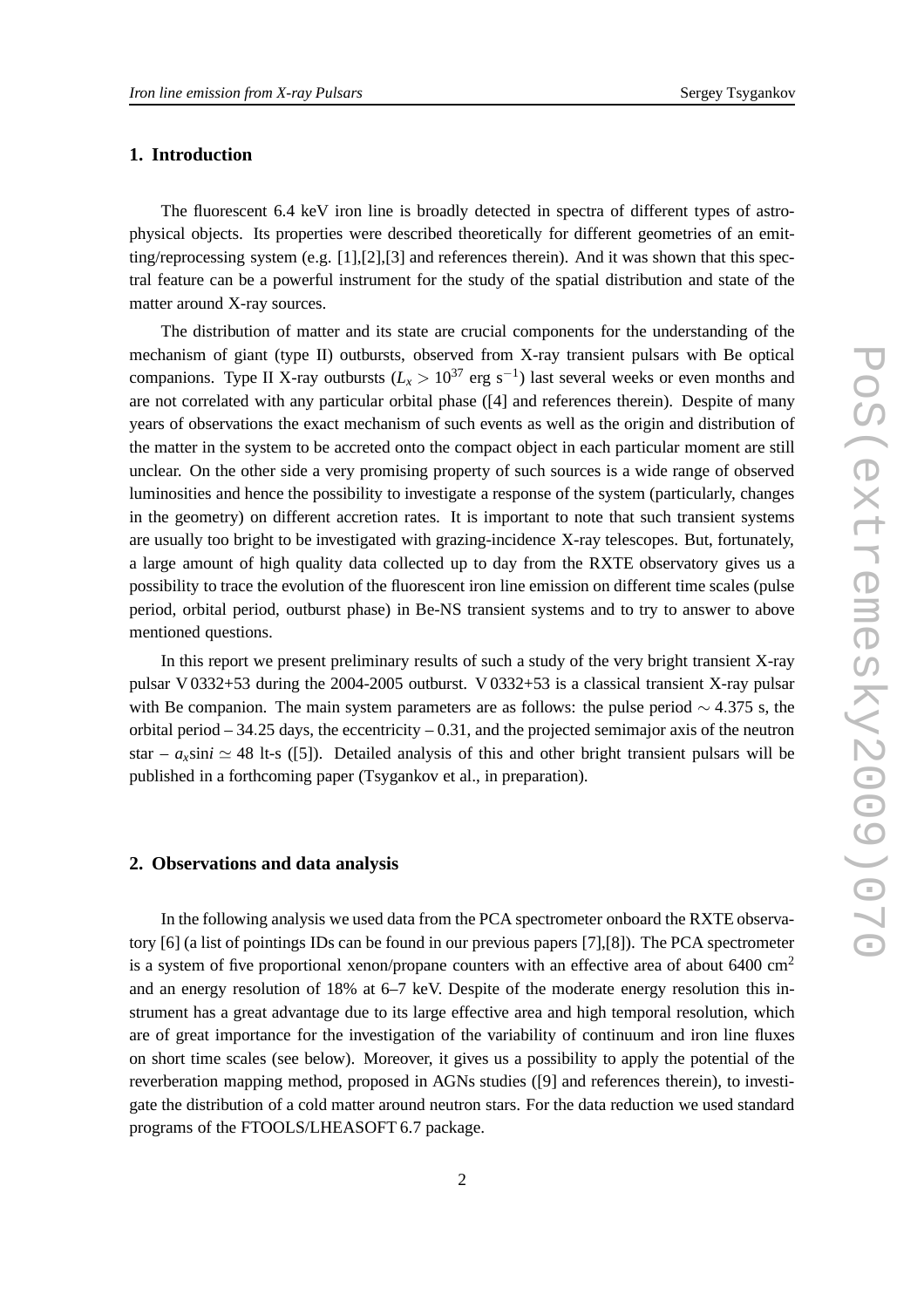## 1. Introduction

The fluorescent 6.4 keV iron line is broadly detected in spectra of different types of astrophysical objects. Its properties were described theoretically for different geometries of an emitting/reprocessing system (e.g. [1],[2],[3] and references therein). And it was shown that this spectral feature can be a powerful instrument for the study of the spatial distribution and state of the matter around X-ray sources.

The distribution of matter and its state are crucial components for the understanding of the mechanism of giant (type II) outbursts, observed from X-ray transient pulsars with Be optical companions. Type II X-ray outbursts ($L_x > 10^{37}$ erg s$^{-1}$) last several weeks or even months and are not correlated with any particular orbital phase ([4] and references therein). Despite of many years of observations the exact mechanism of such events as well as the origin and distribution of the matter in the system to be accreted onto the compact object in each particular moment are still unclear. On the other side a very promising property of such sources is a wide range of observed luminosities and hence the possibility to investigate a response of the system (particularly, changes in the geometry) on different accretion rates. It is important to note that such transient systems are usually too bright to be investigated with grazing-incidence X-ray telescopes. But, fortunately, a large amount of high quality data collected up to day from the RXTE observatory gives us a possibility to trace the evolution of the fluorescent iron line emission on different time scales (pulse period, orbital period, outburst phase) in Be-NS transient systems and to try to answer to above mentioned questions.

In this report we present preliminary results of such a study of the very bright transient X-ray pulsar V 0332+53 during the 2004-2005 outburst. V 0332+53 is a classical transient X-ray pulsar with Be companion. The main system parameters are as follows: the pulse period $\sim 4.375$ s, the orbital period – 34.25 days, the eccentricity – 0.31, and the projected semimajor axis of the neutron star – $a_x \sin i \simeq 48$ lt-s ([5]). Detailed analysis of this and other bright transient pulsars will be published in a forthcoming paper (Tsygankov et al., in preparation).

## 2. Observations and data analysis

In the following analysis we used data from the PCA spectrometer onboard the RXTE observatory [6] (a list of pointings IDs can be found in our previous papers [7],[8]). The PCA spectrometer is a system of five proportional xenon/propane counters with an effective area of about 6400 cm$^2$ and an energy resolution of 18% at 6–7 keV. Despite of the moderate energy resolution this instrument has a great advantage due to its large effective area and high temporal resolution, which are of great importance for the investigation of the variability of continuum and iron line fluxes on short time scales (see below). Moreover, it gives us a possibility to apply the potential of the reverberation mapping method, proposed in AGNs studies ([9] and references therein), to investigate the distribution of a cold matter around neutron stars. For the data reduction we used standard programs of the FTOOLS/LHEASOFT 6.7 package.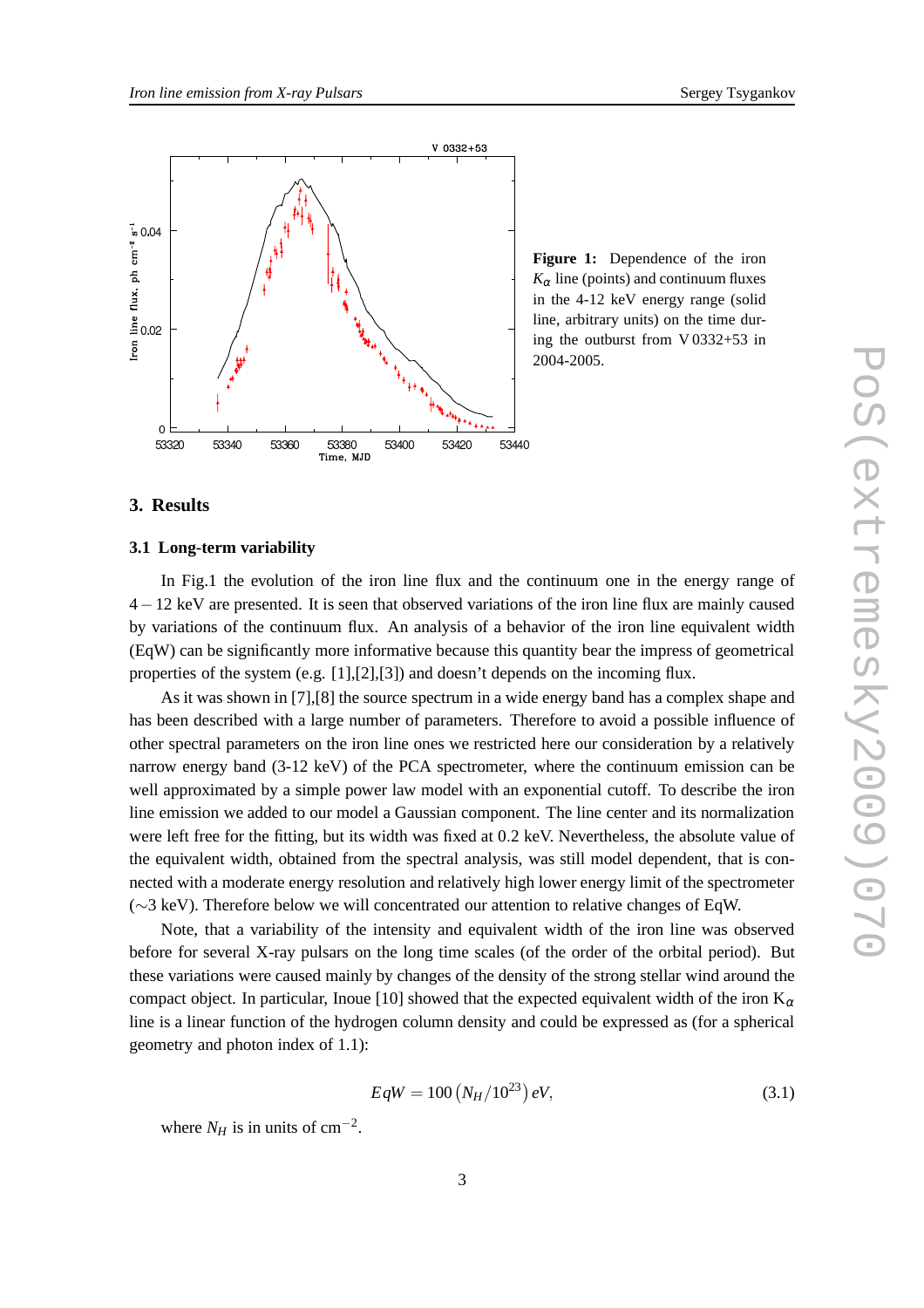V 0332+53

Iron line flux, ph cm$^{-2}$ s$^{-1}$

0.04

0.02

0

53320 53340 53360 53380 53400 53420 53440

Time, MJD

**Figure 1:** Dependence of the iron $K_\alpha$ line (points) and continuum fluxes in the 4-12 keV energy range (solid line, arbitrary units) on the time during the outburst from V 0332+53 in 2004-2005.

## 3. Results

### 3.1 Long-term variability

In Fig.1 the evolution of the iron line flux and the continuum one in the energy range of $4-12$ keV are presented. It is seen that observed variations of the iron line flux are mainly caused by variations of the continuum flux. An analysis of a behavior of the iron line equivalent width (EqW) can be significantly more informative because this quantity bear the impress of geometrical properties of the system (e.g. [1],[2],[3]) and doesn't depends on the incoming flux.

As it was shown in [7],[8] the source spectrum in a wide energy band has a complex shape and has been described with a large number of parameters. Therefore to avoid a possible influence of other spectral parameters on the iron line ones we restricted here our consideration by a relatively narrow energy band (3-12 keV) of the PCA spectrometer, where the continuum emission can be well approximated by a simple power law model with an exponential cutoff. To describe the iron line emission we added to our model a Gaussian component. The line center and its normalization were left free for the fitting, but its width was fixed at 0.2 keV. Nevertheless, the absolute value of the equivalent width, obtained from the spectral analysis, was still model dependent, that is connected with a moderate energy resolution and relatively high lower energy limit of the spectrometer ($\sim$3 keV). Therefore below we will concentrated our attention to relative changes of EqW.

Note, that a variability of the intensity and equivalent width of the iron line was observed before for several X-ray pulsars on the long time scales (of the order of the orbital period). But these variations were caused mainly by changes of the density of the strong stellar wind around the compact object. In particular, Inoue [10] showed that the expected equivalent width of the iron $K_\alpha$ line is a linear function of the hydrogen column density and could be expressed as (for a spherical geometry and photon index of 1.1):

$$EqW = 100\left(N_H/10^{23}\right) eV, \tag{3.1}$$

where $N_H$ is in units of cm$^{-2}$.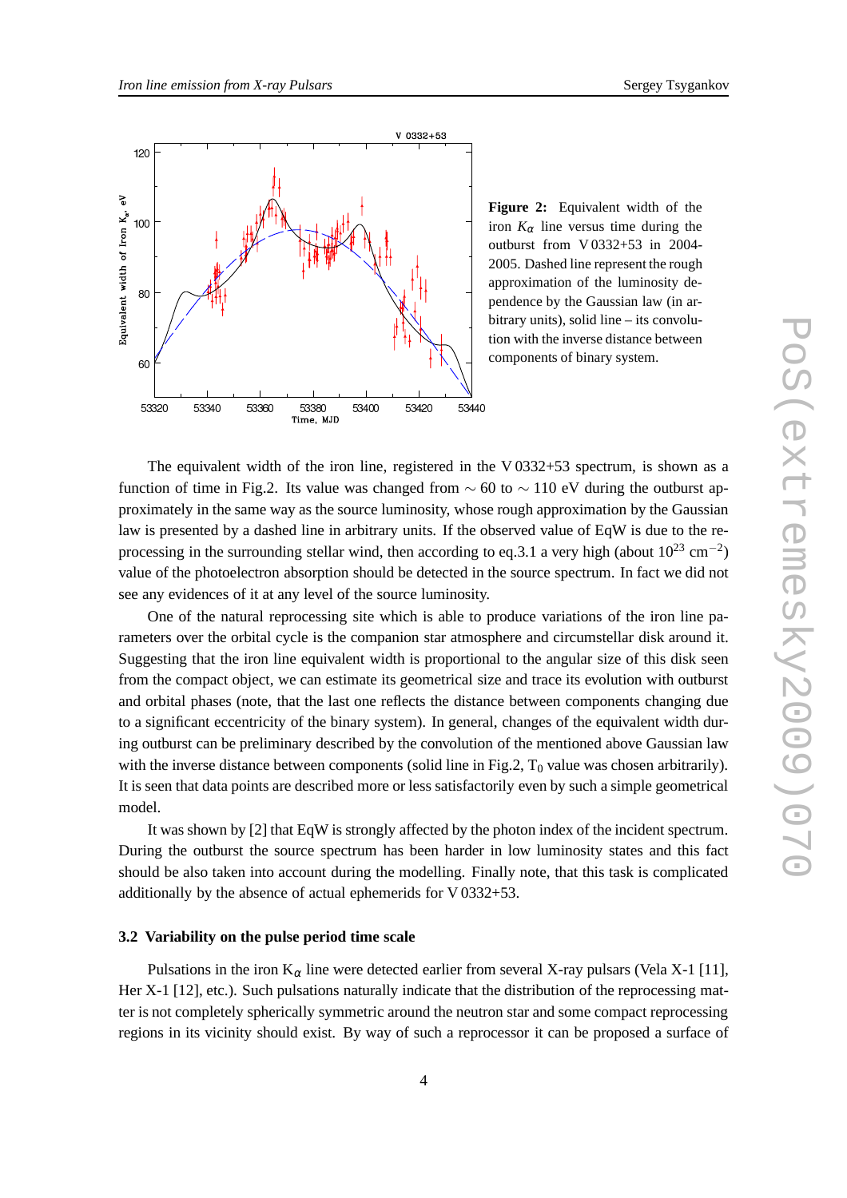V 0332+53

120

100

80

60

Equivalent width of Iron $K_\alpha$, eV

53320 53340 53360 53380 53400 53420 53440

Time, MJD

**Figure 2:** Equivalent width of the iron $K_\alpha$ line versus time during the outburst from V 0332+53 in 2004-2005. Dashed line represent the rough approximation of the luminosity dependence by the Gaussian law (in arbitrary units), solid line – its convolution with the inverse distance between components of binary system.

The equivalent width of the iron line, registered in the V 0332+53 spectrum, is shown as a function of time in Fig.2. Its value was changed from $\sim 60$ to $\sim 110$ eV during the outburst approximately in the same way as the source luminosity, whose rough approximation by the Gaussian law is presented by a dashed line in arbitrary units. If the observed value of EqW is due to the reprocessing in the surrounding stellar wind, then according to eq.3.1 a very high (about $10^{23}$ cm$^{-2}$) value of the photoelectron absorption should be detected in the source spectrum. In fact we did not see any evidences of it at any level of the source luminosity.

One of the natural reprocessing site which is able to produce variations of the iron line parameters over the orbital cycle is the companion star atmosphere and circumstellar disk around it. Suggesting that the iron line equivalent width is proportional to the angular size of this disk seen from the compact object, we can estimate its geometrical size and trace its evolution with outburst and orbital phases (note, that the last one reflects the distance between components changing due to a significant eccentricity of the binary system). In general, changes of the equivalent width during outburst can be preliminary described by the convolution of the mentioned above Gaussian law with the inverse distance between components (solid line in Fig.2, $T_0$ value was chosen arbitrarily). It is seen that data points are described more or less satisfactorily even by such a simple geometrical model.

It was shown by [2] that EqW is strongly affected by the photon index of the incident spectrum. During the outburst the source spectrum has been harder in low luminosity states and this fact should be also taken into account during the modelling. Finally note, that this task is complicated additionally by the absence of actual ephemerids for V 0332+53.

### 3.2 Variability on the pulse period time scale

Pulsations in the iron $K_\alpha$ line were detected earlier from several X-ray pulsars (Vela X-1 [11], Her X-1 [12], etc.). Such pulsations naturally indicate that the distribution of the reprocessing matter is not completely spherically symmetric around the neutron star and some compact reprocessing regions in its vicinity should exist. By way of such a reprocessor it can be proposed a surface of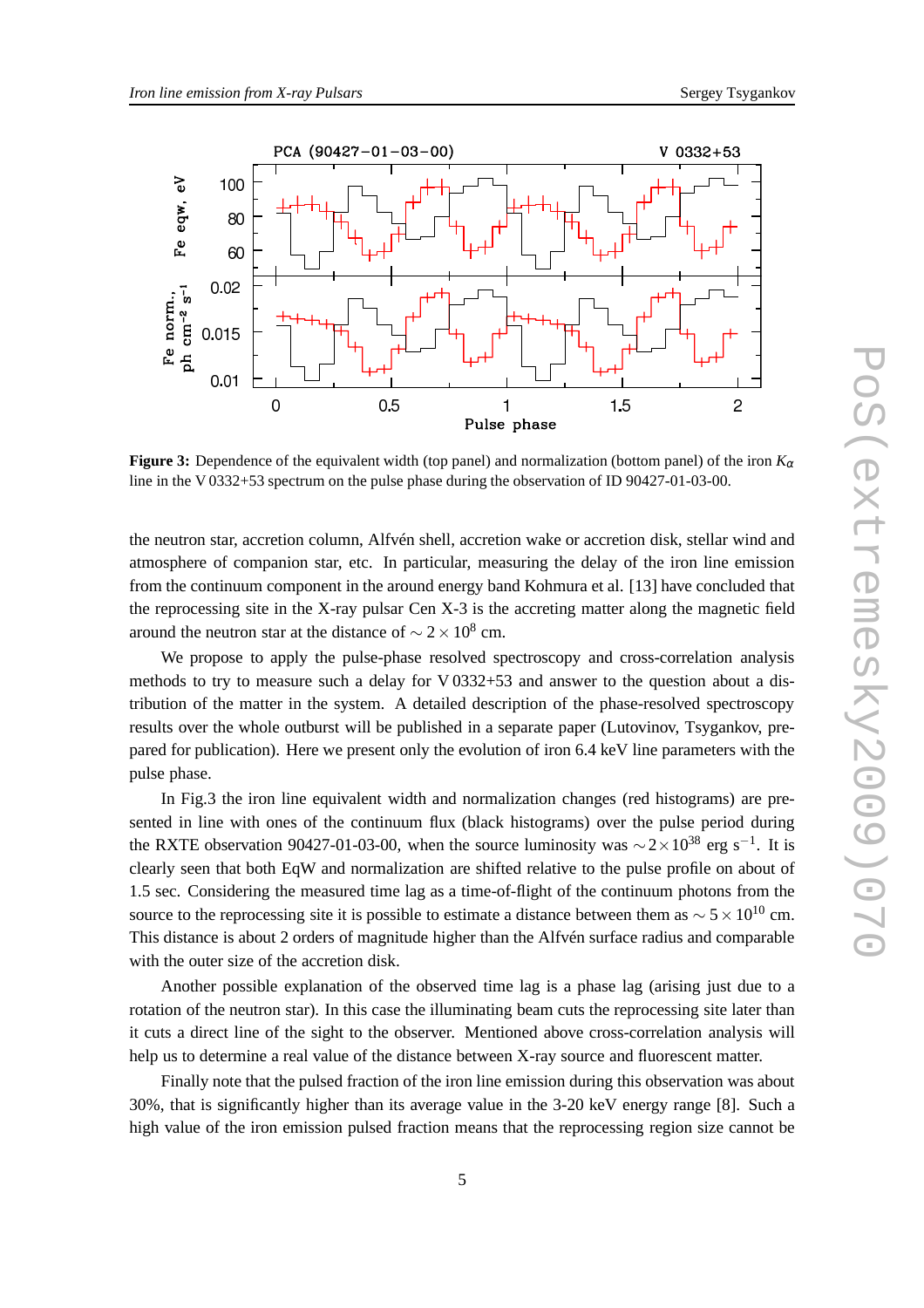PCA (90427−01−03−00)

V 0332+53

Fe eqw, eV

100

80

60

Fe norm., ph cm$^{-2}$ s$^{-1}$

0.02

0.015

0.01

0

0.5

1

1.5

2

Pulse phase

**Figure 3:** Dependence of the equivalent width (top panel) and normalization (bottom panel) of the iron $K_\alpha$ line in the V 0332+53 spectrum on the pulse phase during the observation of ID 90427-01-03-00.

the neutron star, accretion column, Alfvén shell, accretion wake or accretion disk, stellar wind and atmosphere of companion star, etc. In particular, measuring the delay of the iron line emission from the continuum component in the around energy band Kohmura et al. [13] have concluded that the reprocessing site in the X-ray pulsar Cen X-3 is the accreting matter along the magnetic field around the neutron star at the distance of $\sim 2\times10^{8}$ cm.

We propose to apply the pulse-phase resolved spectroscopy and cross-correlation analysis methods to try to measure such a delay for V 0332+53 and answer to the question about a distribution of the matter in the system. A detailed description of the phase-resolved spectroscopy results over the whole outburst will be published in a separate paper (Lutovinov, Tsygankov, prepared for publication). Here we present only the evolution of iron 6.4 keV line parameters with the pulse phase.

In Fig.3 the iron line equivalent width and normalization changes (red histograms) are presented in line with ones of the continuum flux (black histograms) over the pulse period during the RXTE observation 90427-01-03-00, when the source luminosity was $\sim 2\times10^{38}$ erg s$^{-1}$. It is clearly seen that both EqW and normalization are shifted relative to the pulse profile on about of 1.5 sec. Considering the measured time lag as a time-of-flight of the continuum photons from the source to the reprocessing site it is possible to estimate a distance between them as $\sim 5\times10^{10}$ cm. This distance is about 2 orders of magnitude higher than the Alfvén surface radius and comparable with the outer size of the accretion disk.

Another possible explanation of the observed time lag is a phase lag (arising just due to a rotation of the neutron star). In this case the illuminating beam cuts the reprocessing site later than it cuts a direct line of the sight to the observer. Mentioned above cross-correlation analysis will help us to determine a real value of the distance between X-ray source and fluorescent matter.

Finally note that the pulsed fraction of the iron line emission during this observation was about 30%, that is significantly higher than its average value in the 3-20 keV energy range [8]. Such a high value of the iron emission pulsed fraction means that the reprocessing region size cannot be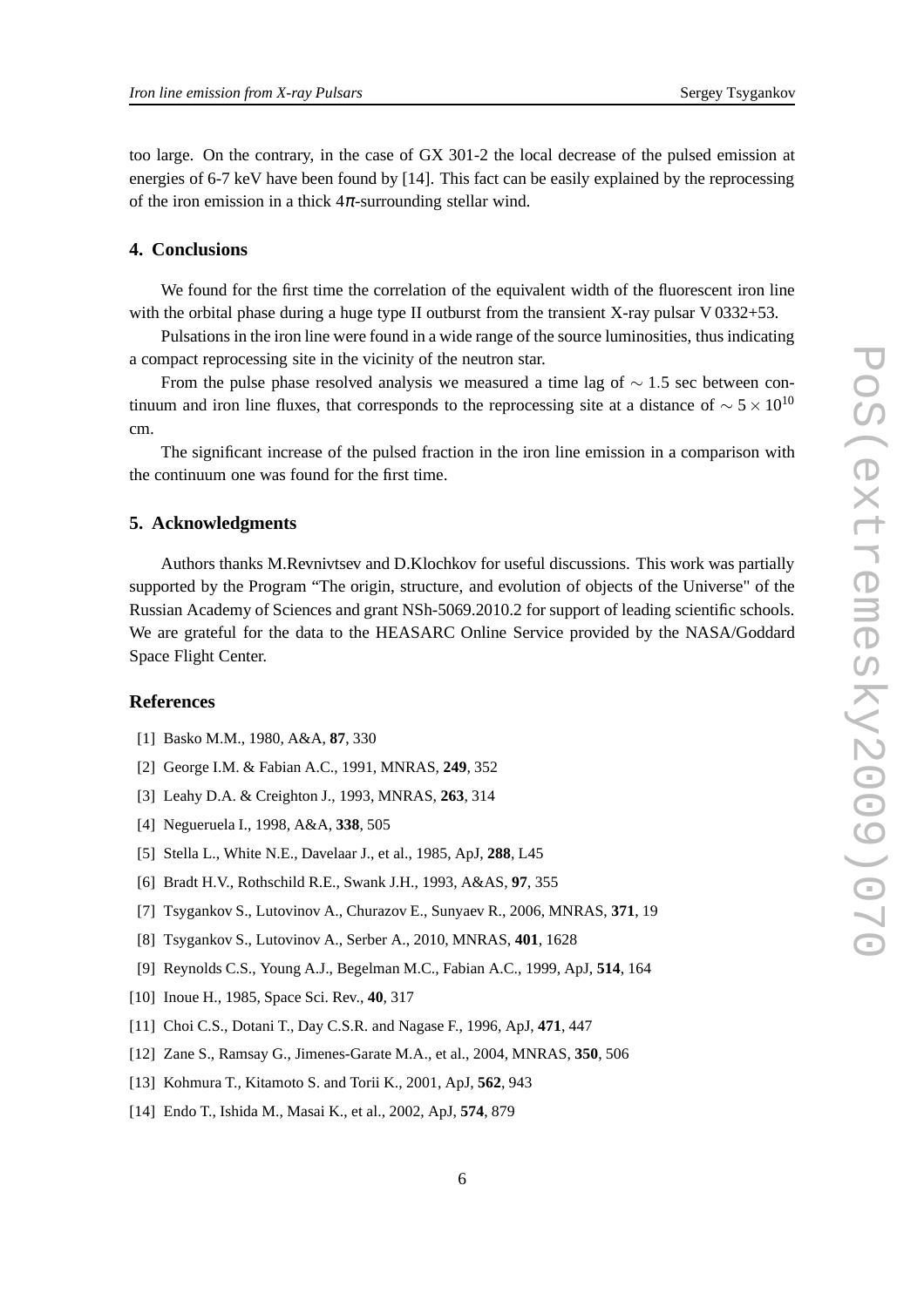too large. On the contrary, in the case of GX 301-2 the local decrease of the pulsed emission at energies of 6-7 keV have been found by [14]. This fact can be easily explained by the reprocessing of the iron emission in a thick $4\pi$-surrounding stellar wind.

## 4. Conclusions

We found for the first time the correlation of the equivalent width of the fluorescent iron line with the orbital phase during a huge type II outburst from the transient X-ray pulsar V 0332+53.

Pulsations in the iron line were found in a wide range of the source luminosities, thus indicating a compact reprocessing site in the vicinity of the neutron star.

From the pulse phase resolved analysis we measured a time lag of $\sim 1.5$ sec between continuum and iron line fluxes, that corresponds to the reprocessing site at a distance of $\sim 5 \times 10^{10}$ cm.

The significant increase of the pulsed fraction in the iron line emission in a comparison with the continuum one was found for the first time.

## 5. Acknowledgments

Authors thanks M.Revnivtsev and D.Klochkov for useful discussions. This work was partially supported by the Program "The origin, structure, and evolution of objects of the Universe" of the Russian Academy of Sciences and grant NSh-5069.2010.2 for support of leading scientific schools. We are grateful for the data to the HEASARC Online Service provided by the NASA/Goddard Space Flight Center.

## References

[1] Basko M.M., 1980, A&A, **87**, 330

[2] George I.M. & Fabian A.C., 1991, MNRAS, **249**, 352

[3] Leahy D.A. & Creighton J., 1993, MNRAS, **263**, 314

[4] Negueruela I., 1998, A&A, **338**, 505

[5] Stella L., White N.E., Davelaar J., et al., 1985, ApJ, **288**, L45

[6] Bradt H.V., Rothschild R.E., Swank J.H., 1993, A&AS, **97**, 355

[7] Tsygankov S., Lutovinov A., Churazov E., Sunyaev R., 2006, MNRAS, **371**, 19

[8] Tsygankov S., Lutovinov A., Serber A., 2010, MNRAS, **401**, 1628

[9] Reynolds C.S., Young A.J., Begelman M.C., Fabian A.C., 1999, ApJ, **514**, 164

[10] Inoue H., 1985, Space Sci. Rev., **40**, 317

[11] Choi C.S., Dotani T., Day C.S.R. and Nagase F., 1996, ApJ, **471**, 447

[12] Zane S., Ramsay G., Jimenes-Garate M.A., et al., 2004, MNRAS, **350**, 506

[13] Kohmura T., Kitamoto S. and Torii K., 2001, ApJ, **562**, 943

[14] Endo T., Ishida M., Masai K., et al., 2002, ApJ, **574**, 879